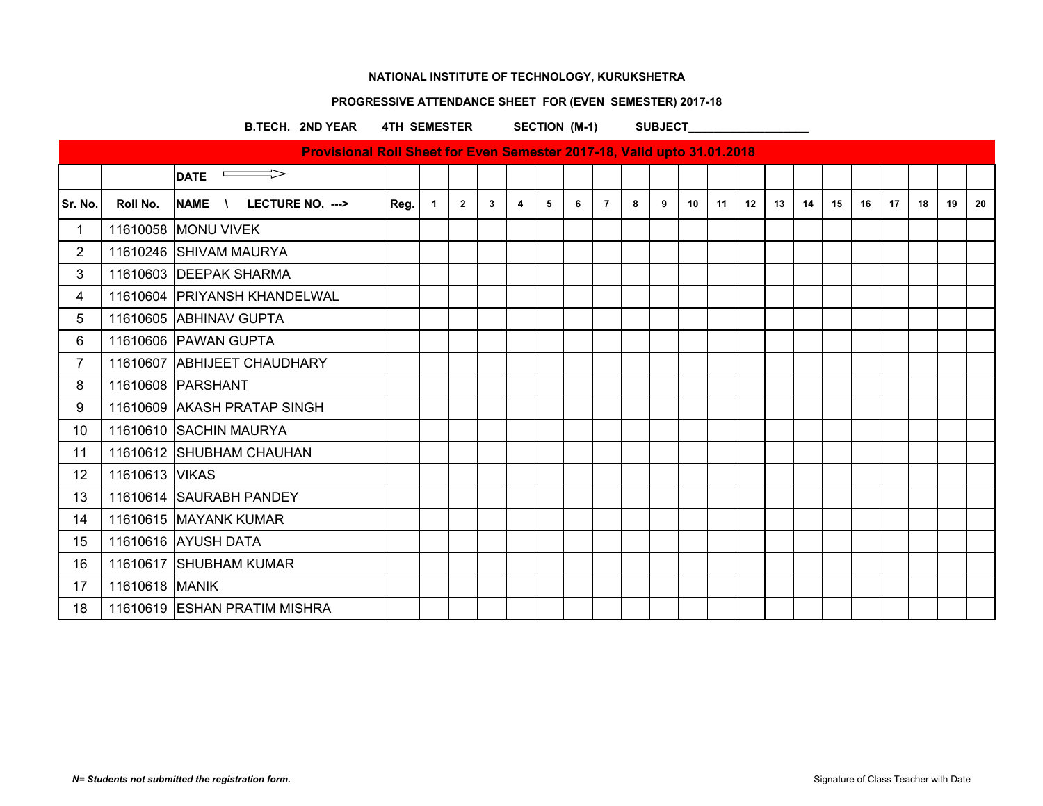**NATIONAL INSTITUTE OF TECHNOLOGY, KURUKSHETRA**

**PROGRESSIVE ATTENDANCE SHEET FOR (EVEN SEMESTER) 2017-18**

**B.TECH. 2ND YEAR 4TH SEMESTER SECTION (M-1) SUBJECT___________________**

**Provisional Roll Sheet for Even Semester 2017-18, Valid upto 31.01.2018**

| | | DATE ⟹ | | | | | | | | | | | | | | | | | | | | | |
|---|---|---|---|---|---|---|---|---|---|---|---|---|---|---|---|---|---|---|---|---|---|---|---|
| Sr. No. | Roll No. | NAME \ LECTURE NO. ---> | Reg. | 1 | 2 | 3 | 4 | 5 | 6 | 7 | 8 | 9 | 10 | 11 | 12 | 13 | 14 | 15 | 16 | 17 | 18 | 19 | 20 |
| 1 | 11610058 | MONU VIVEK | | | | | | | | | | | | | | | | | | | | | |
| 2 | 11610246 | SHIVAM MAURYA | | | | | | | | | | | | | | | | | | | | | |
| 3 | 11610603 | DEEPAK SHARMA | | | | | | | | | | | | | | | | | | | | | |
| 4 | 11610604 | PRIYANSH KHANDELWAL | | | | | | | | | | | | | | | | | | | | | |
| 5 | 11610605 | ABHINAV GUPTA | | | | | | | | | | | | | | | | | | | | | |
| 6 | 11610606 | PAWAN GUPTA | | | | | | | | | | | | | | | | | | | | | |
| 7 | 11610607 | ABHIJEET CHAUDHARY | | | | | | | | | | | | | | | | | | | | | |
| 8 | 11610608 | PARSHANT | | | | | | | | | | | | | | | | | | | | | |
| 9 | 11610609 | AKASH PRATAP SINGH | | | | | | | | | | | | | | | | | | | | | |
| 10 | 11610610 | SACHIN MAURYA | | | | | | | | | | | | | | | | | | | | | |
| 11 | 11610612 | SHUBHAM CHAUHAN | | | | | | | | | | | | | | | | | | | | | |
| 12 | 11610613 | VIKAS | | | | | | | | | | | | | | | | | | | | | |
| 13 | 11610614 | SAURABH PANDEY | | | | | | | | | | | | | | | | | | | | | |
| 14 | 11610615 | MAYANK KUMAR | | | | | | | | | | | | | | | | | | | | | |
| 15 | 11610616 | AYUSH DATA | | | | | | | | | | | | | | | | | | | | | |
| 16 | 11610617 | SHUBHAM KUMAR | | | | | | | | | | | | | | | | | | | | | |
| 17 | 11610618 | MANIK | | | | | | | | | | | | | | | | | | | | | |
| 18 | 11610619 | ESHAN PRATIM MISHRA | | | | | | | | | | | | | | | | | | | | | |

***N= Students not submitted the registration form.***

Signature of Class Teacher with Date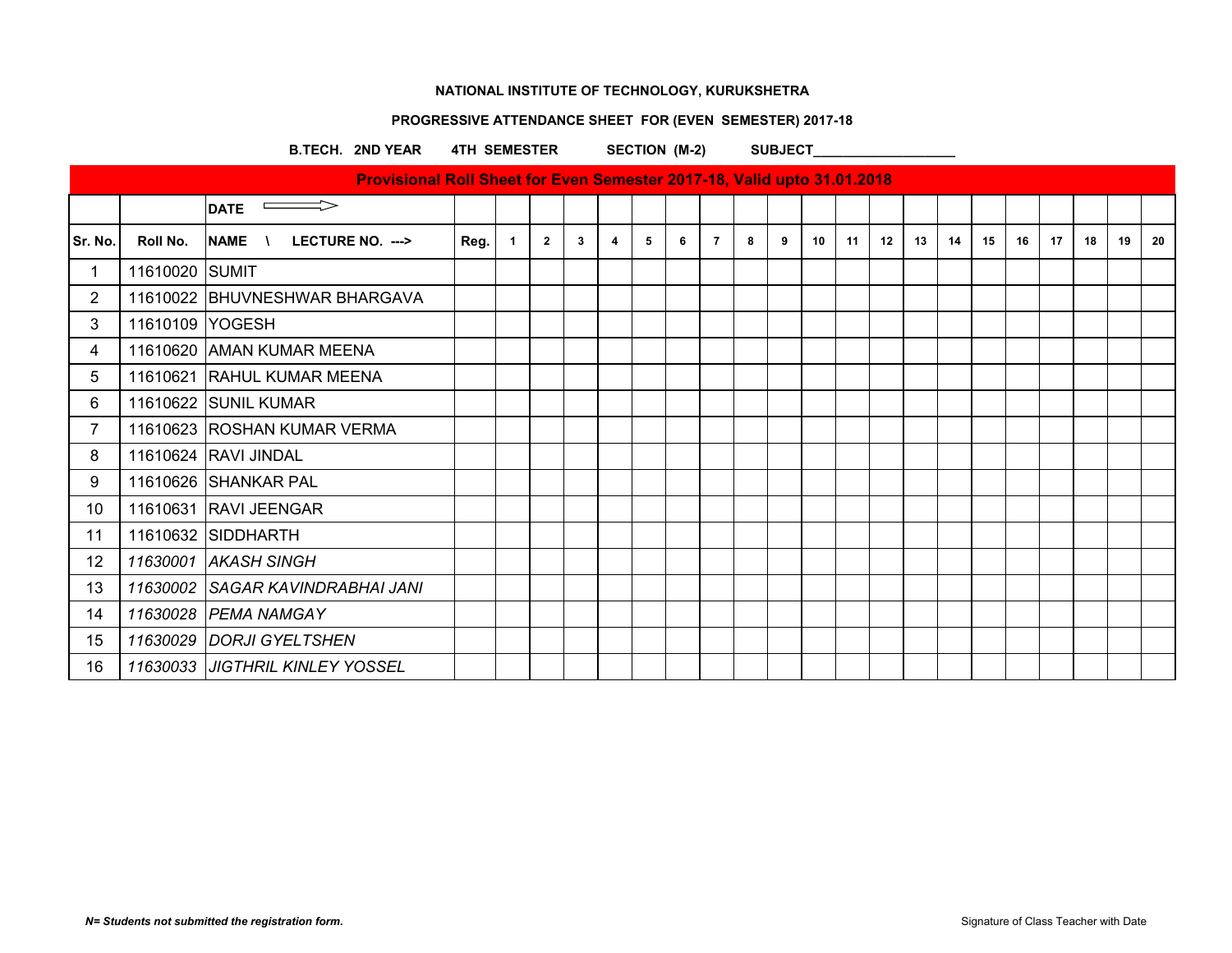**NATIONAL INSTITUTE OF TECHNOLOGY, KURUKSHETRA**

**PROGRESSIVE ATTENDANCE SHEET FOR (EVEN SEMESTER) 2017-18**

**B.TECH. 2ND YEAR 4TH SEMESTER SECTION (M-2) SUBJECT___________________**

**Provisional Roll Sheet for Even Semester 2017-18, Valid upto 31.01.2018**

| | | DATE ⟹ | | | | | | | | | | | | | | | | | | | | | |
|---|---|---|---|---|---|---|---|---|---|---|---|---|---|---|---|---|---|---|---|---|---|---|---|
| Sr. No. | Roll No. | NAME \ LECTURE NO. ---> | Reg. | 1 | 2 | 3 | 4 | 5 | 6 | 7 | 8 | 9 | 10 | 11 | 12 | 13 | 14 | 15 | 16 | 17 | 18 | 19 | 20 |
| 1 | 11610020 | SUMIT | | | | | | | | | | | | | | | | | | | | | |
| 2 | 11610022 | BHUVNESHWAR BHARGAVA | | | | | | | | | | | | | | | | | | | | | |
| 3 | 11610109 | YOGESH | | | | | | | | | | | | | | | | | | | | | |
| 4 | 11610620 | AMAN KUMAR MEENA | | | | | | | | | | | | | | | | | | | | | |
| 5 | 11610621 | RAHUL KUMAR MEENA | | | | | | | | | | | | | | | | | | | | | |
| 6 | 11610622 | SUNIL KUMAR | | | | | | | | | | | | | | | | | | | | | |
| 7 | 11610623 | ROSHAN KUMAR VERMA | | | | | | | | | | | | | | | | | | | | | |
| 8 | 11610624 | RAVI JINDAL | | | | | | | | | | | | | | | | | | | | | |
| 9 | 11610626 | SHANKAR PAL | | | | | | | | | | | | | | | | | | | | | |
| 10 | 11610631 | RAVI JEENGAR | | | | | | | | | | | | | | | | | | | | | |
| 11 | 11610632 | SIDDHARTH | | | | | | | | | | | | | | | | | | | | | |
| 12 | *11630001* | *AKASH SINGH* | | | | | | | | | | | | | | | | | | | | | |
| 13 | *11630002* | *SAGAR KAVINDRABHAI JANI* | | | | | | | | | | | | | | | | | | | | | |
| 14 | *11630028* | *PEMA NAMGAY* | | | | | | | | | | | | | | | | | | | | | |
| 15 | *11630029* | *DORJI GYELTSHEN* | | | | | | | | | | | | | | | | | | | | | |
| 16 | *11630033* | *JIGTHRIL KINLEY YOSSEL* | | | | | | | | | | | | | | | | | | | | | |

***N= Students not submitted the registration form.***

Signature of Class Teacher with Date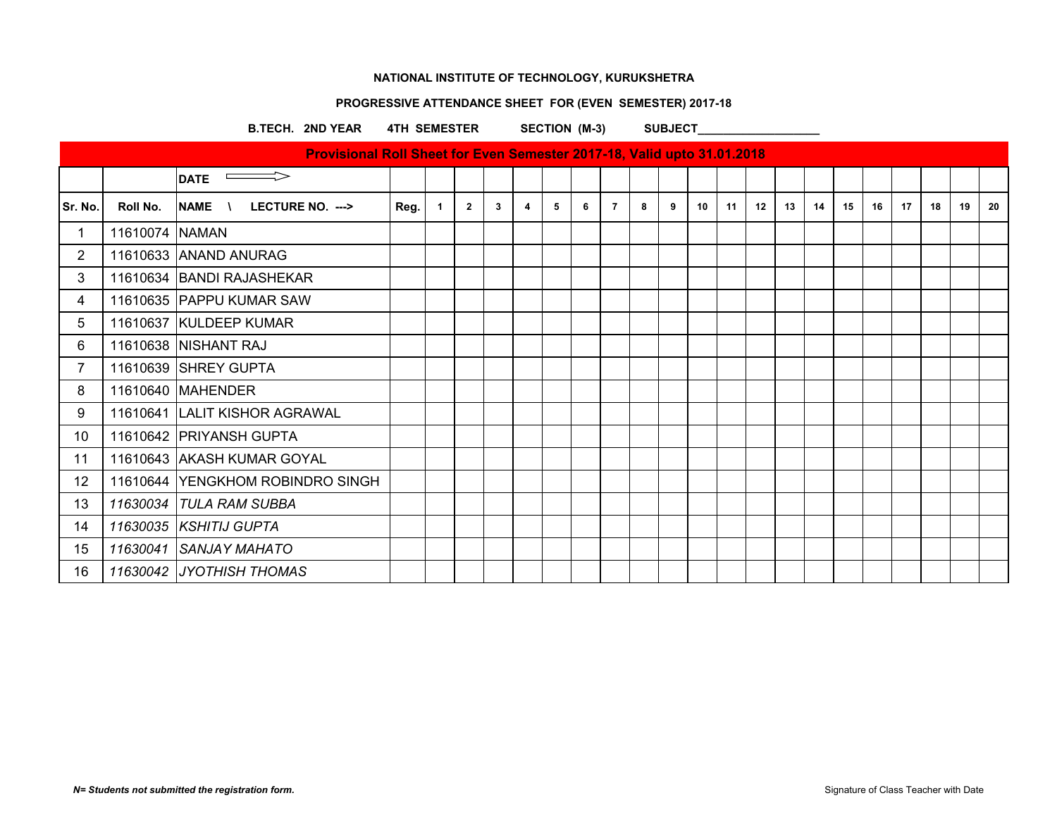**NATIONAL INSTITUTE OF TECHNOLOGY, KURUKSHETRA**

**PROGRESSIVE ATTENDANCE SHEET FOR (EVEN SEMESTER) 2017-18**

**B.TECH. 2ND YEAR 4TH SEMESTER SECTION (M-3) SUBJECT___________________**

**Provisional Roll Sheet for Even Semester 2017-18, Valid upto 31.01.2018**

| | | DATE ⇒ | | | | | | | | | | | | | | | | | | | | | |
|---|---|---|---|---|---|---|---|---|---|---|---|---|---|---|---|---|---|---|---|---|---|---|---|
| Sr. No. | Roll No. | NAME \ LECTURE NO. ---> | Reg. | 1 | 2 | 3 | 4 | 5 | 6 | 7 | 8 | 9 | 10 | 11 | 12 | 13 | 14 | 15 | 16 | 17 | 18 | 19 | 20 |
| 1 | 11610074 | NAMAN | | | | | | | | | | | | | | | | | | | | | |
| 2 | 11610633 | ANAND ANURAG | | | | | | | | | | | | | | | | | | | | | |
| 3 | 11610634 | BANDI RAJASHEKAR | | | | | | | | | | | | | | | | | | | | | |
| 4 | 11610635 | PAPPU KUMAR SAW | | | | | | | | | | | | | | | | | | | | | |
| 5 | 11610637 | KULDEEP KUMAR | | | | | | | | | | | | | | | | | | | | | |
| 6 | 11610638 | NISHANT RAJ | | | | | | | | | | | | | | | | | | | | | |
| 7 | 11610639 | SHREY GUPTA | | | | | | | | | | | | | | | | | | | | | |
| 8 | 11610640 | MAHENDER | | | | | | | | | | | | | | | | | | | | | |
| 9 | 11610641 | LALIT KISHOR AGRAWAL | | | | | | | | | | | | | | | | | | | | | |
| 10 | 11610642 | PRIYANSH GUPTA | | | | | | | | | | | | | | | | | | | | | |
| 11 | 11610643 | AKASH KUMAR GOYAL | | | | | | | | | | | | | | | | | | | | | |
| 12 | 11610644 | YENGKHOM ROBINDRO SINGH | | | | | | | | | | | | | | | | | | | | | |
| 13 | *11630034* | *TULA RAM SUBBA* | | | | | | | | | | | | | | | | | | | | | |
| 14 | *11630035* | *KSHITIJ GUPTA* | | | | | | | | | | | | | | | | | | | | | |
| 15 | *11630041* | *SANJAY MAHATO* | | | | | | | | | | | | | | | | | | | | | |
| 16 | *11630042* | *JYOTHISH THOMAS* | | | | | | | | | | | | | | | | | | | | | |

***N= Students not submitted the registration form.***

Signature of Class Teacher with Date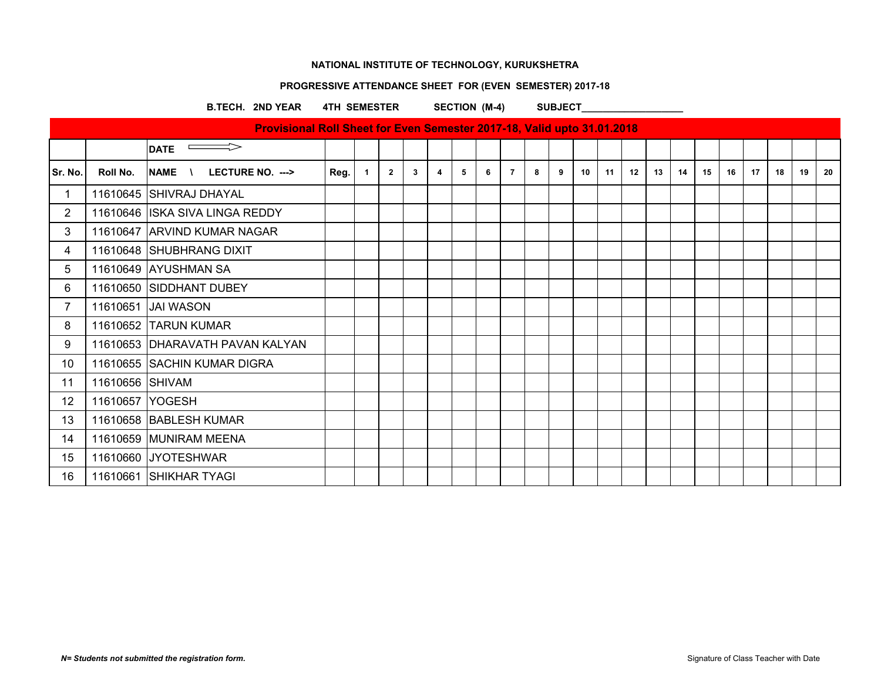**NATIONAL INSTITUTE OF TECHNOLOGY, KURUKSHETRA**

**PROGRESSIVE ATTENDANCE SHEET FOR (EVEN SEMESTER) 2017-18**

**B.TECH. 2ND YEAR 4TH SEMESTER SECTION (M-4) SUBJECT___________________**

**Provisional Roll Sheet for Even Semester 2017-18, Valid upto 31.01.2018**

| | | DATE ⟹ | | | | | | | | | | | | | | | | | | | | | |
|---|---|---|---|---|---|---|---|---|---|---|---|---|---|---|---|---|---|---|---|---|---|---|---|
| Sr. No. | Roll No. | NAME \ LECTURE NO. ---> | Reg. | 1 | 2 | 3 | 4 | 5 | 6 | 7 | 8 | 9 | 10 | 11 | 12 | 13 | 14 | 15 | 16 | 17 | 18 | 19 | 20 |
| 1 | 11610645 | SHIVRAJ DHAYAL | | | | | | | | | | | | | | | | | | | | | |
| 2 | 11610646 | ISKA SIVA LINGA REDDY | | | | | | | | | | | | | | | | | | | | | |
| 3 | 11610647 | ARVIND KUMAR NAGAR | | | | | | | | | | | | | | | | | | | | | |
| 4 | 11610648 | SHUBHRANG DIXIT | | | | | | | | | | | | | | | | | | | | | |
| 5 | 11610649 | AYUSHMAN SA | | | | | | | | | | | | | | | | | | | | | |
| 6 | 11610650 | SIDDHANT DUBEY | | | | | | | | | | | | | | | | | | | | | |
| 7 | 11610651 | JAI WASON | | | | | | | | | | | | | | | | | | | | | |
| 8 | 11610652 | TARUN KUMAR | | | | | | | | | | | | | | | | | | | | | |
| 9 | 11610653 | DHARAVATH PAVAN KALYAN | | | | | | | | | | | | | | | | | | | | | |
| 10 | 11610655 | SACHIN KUMAR DIGRA | | | | | | | | | | | | | | | | | | | | | |
| 11 | 11610656 | SHIVAM | | | | | | | | | | | | | | | | | | | | | |
| 12 | 11610657 | YOGESH | | | | | | | | | | | | | | | | | | | | | |
| 13 | 11610658 | BABLESH KUMAR | | | | | | | | | | | | | | | | | | | | | |
| 14 | 11610659 | MUNIRAM MEENA | | | | | | | | | | | | | | | | | | | | | |
| 15 | 11610660 | JYOTESHWAR | | | | | | | | | | | | | | | | | | | | | |
| 16 | 11610661 | SHIKHAR TYAGI | | | | | | | | | | | | | | | | | | | | | |

***N= Students not submitted the registration form.***

Signature of Class Teacher with Date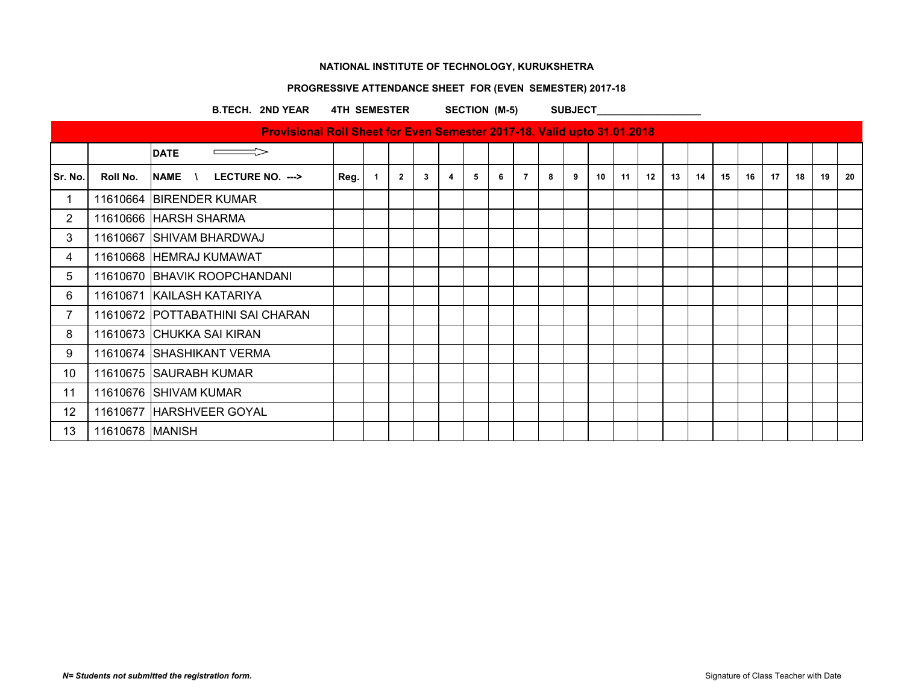**NATIONAL INSTITUTE OF TECHNOLOGY, KURUKSHETRA**

**PROGRESSIVE ATTENDANCE SHEET FOR (EVEN SEMESTER) 2017-18**

**B.TECH. 2ND YEAR 4TH SEMESTER SECTION (M-5) SUBJECT___________________**

**Provisional Roll Sheet for Even Semester 2017-18, Valid upto 31.01.2018**

| | | DATE ⟹ | | | | | | | | | | | | | | | | | | | | | |
|---|---|---|---|---|---|---|---|---|---|---|---|---|---|---|---|---|---|---|---|---|---|---|---|
| Sr. No. | Roll No. | NAME \ LECTURE NO. ---> | Reg. | 1 | 2 | 3 | 4 | 5 | 6 | 7 | 8 | 9 | 10 | 11 | 12 | 13 | 14 | 15 | 16 | 17 | 18 | 19 | 20 |
| 1 | 11610664 | BIRENDER KUMAR | | | | | | | | | | | | | | | | | | | | | |
| 2 | 11610666 | HARSH SHARMA | | | | | | | | | | | | | | | | | | | | | |
| 3 | 11610667 | SHIVAM BHARDWAJ | | | | | | | | | | | | | | | | | | | | | |
| 4 | 11610668 | HEMRAJ KUMAWAT | | | | | | | | | | | | | | | | | | | | | |
| 5 | 11610670 | BHAVIK ROOPCHANDANI | | | | | | | | | | | | | | | | | | | | | |
| 6 | 11610671 | KAILASH KATARIYA | | | | | | | | | | | | | | | | | | | | | |
| 7 | 11610672 | POTTABATHINI SAI CHARAN | | | | | | | | | | | | | | | | | | | | | |
| 8 | 11610673 | CHUKKA SAI KIRAN | | | | | | | | | | | | | | | | | | | | | |
| 9 | 11610674 | SHASHIKANT VERMA | | | | | | | | | | | | | | | | | | | | | |
| 10 | 11610675 | SAURABH KUMAR | | | | | | | | | | | | | | | | | | | | | |
| 11 | 11610676 | SHIVAM KUMAR | | | | | | | | | | | | | | | | | | | | | |
| 12 | 11610677 | HARSHVEER GOYAL | | | | | | | | | | | | | | | | | | | | | |
| 13 | 11610678 | MANISH | | | | | | | | | | | | | | | | | | | | | |

***N= Students not submitted the registration form.***

Signature of Class Teacher with Date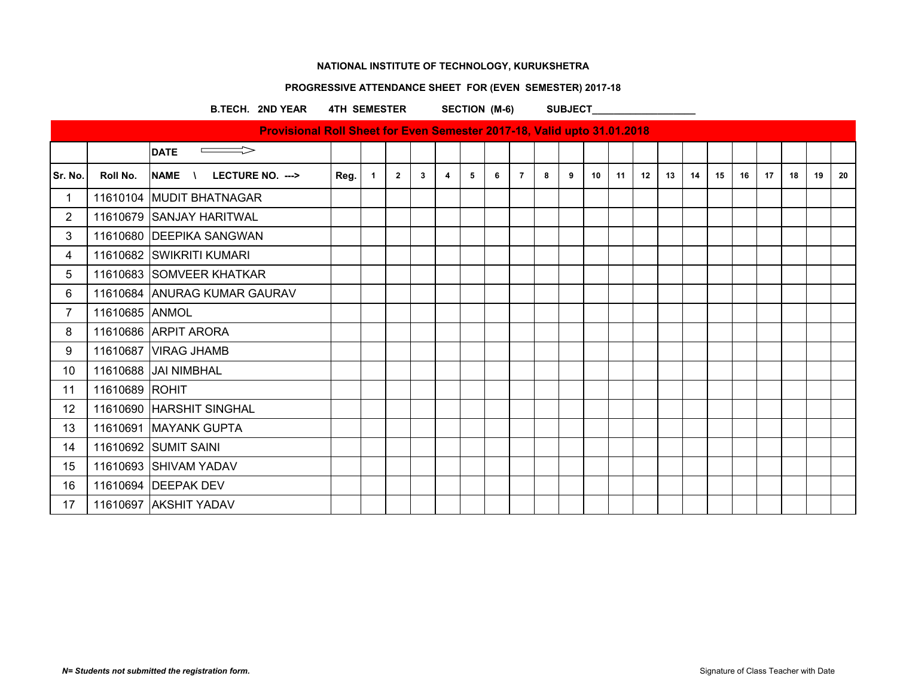**NATIONAL INSTITUTE OF TECHNOLOGY, KURUKSHETRA**

**PROGRESSIVE ATTENDANCE SHEET FOR (EVEN SEMESTER) 2017-18**

**B.TECH. 2ND YEAR 4TH SEMESTER SECTION (M-6) SUBJECT___________________**

**Provisional Roll Sheet for Even Semester 2017-18, Valid upto 31.01.2018**

| | | DATE ⟹ | | | | | | | | | | | | | | | | | | | | | |
|---|---|---|---|---|---|---|---|---|---|---|---|---|---|---|---|---|---|---|---|---|---|---|---|
| **Sr. No.** | **Roll No.** | **NAME \ LECTURE NO. --->** | **Reg.** | **1** | **2** | **3** | **4** | **5** | **6** | **7** | **8** | **9** | **10** | **11** | **12** | **13** | **14** | **15** | **16** | **17** | **18** | **19** | **20** |
| 1 | 11610104 | MUDIT BHATNAGAR | | | | | | | | | | | | | | | | | | | | | |
| 2 | 11610679 | SANJAY HARITWAL | | | | | | | | | | | | | | | | | | | | | |
| 3 | 11610680 | DEEPIKA SANGWAN | | | | | | | | | | | | | | | | | | | | | |
| 4 | 11610682 | SWIKRITI KUMARI | | | | | | | | | | | | | | | | | | | | | |
| 5 | 11610683 | SOMVEER KHATKAR | | | | | | | | | | | | | | | | | | | | | |
| 6 | 11610684 | ANURAG KUMAR GAURAV | | | | | | | | | | | | | | | | | | | | | |
| 7 | 11610685 | ANMOL | | | | | | | | | | | | | | | | | | | | | |
| 8 | 11610686 | ARPIT ARORA | | | | | | | | | | | | | | | | | | | | | |
| 9 | 11610687 | VIRAG JHAMB | | | | | | | | | | | | | | | | | | | | | |
| 10 | 11610688 | JAI NIMBHAL | | | | | | | | | | | | | | | | | | | | | |
| 11 | 11610689 | ROHIT | | | | | | | | | | | | | | | | | | | | | |
| 12 | 11610690 | HARSHIT SINGHAL | | | | | | | | | | | | | | | | | | | | | |
| 13 | 11610691 | MAYANK GUPTA | | | | | | | | | | | | | | | | | | | | | |
| 14 | 11610692 | SUMIT SAINI | | | | | | | | | | | | | | | | | | | | | |
| 15 | 11610693 | SHIVAM YADAV | | | | | | | | | | | | | | | | | | | | | |
| 16 | 11610694 | DEEPAK DEV | | | | | | | | | | | | | | | | | | | | | |
| 17 | 11610697 | AKSHIT YADAV | | | | | | | | | | | | | | | | | | | | | |

***N= Students not submitted the registration form.***

Signature of Class Teacher with Date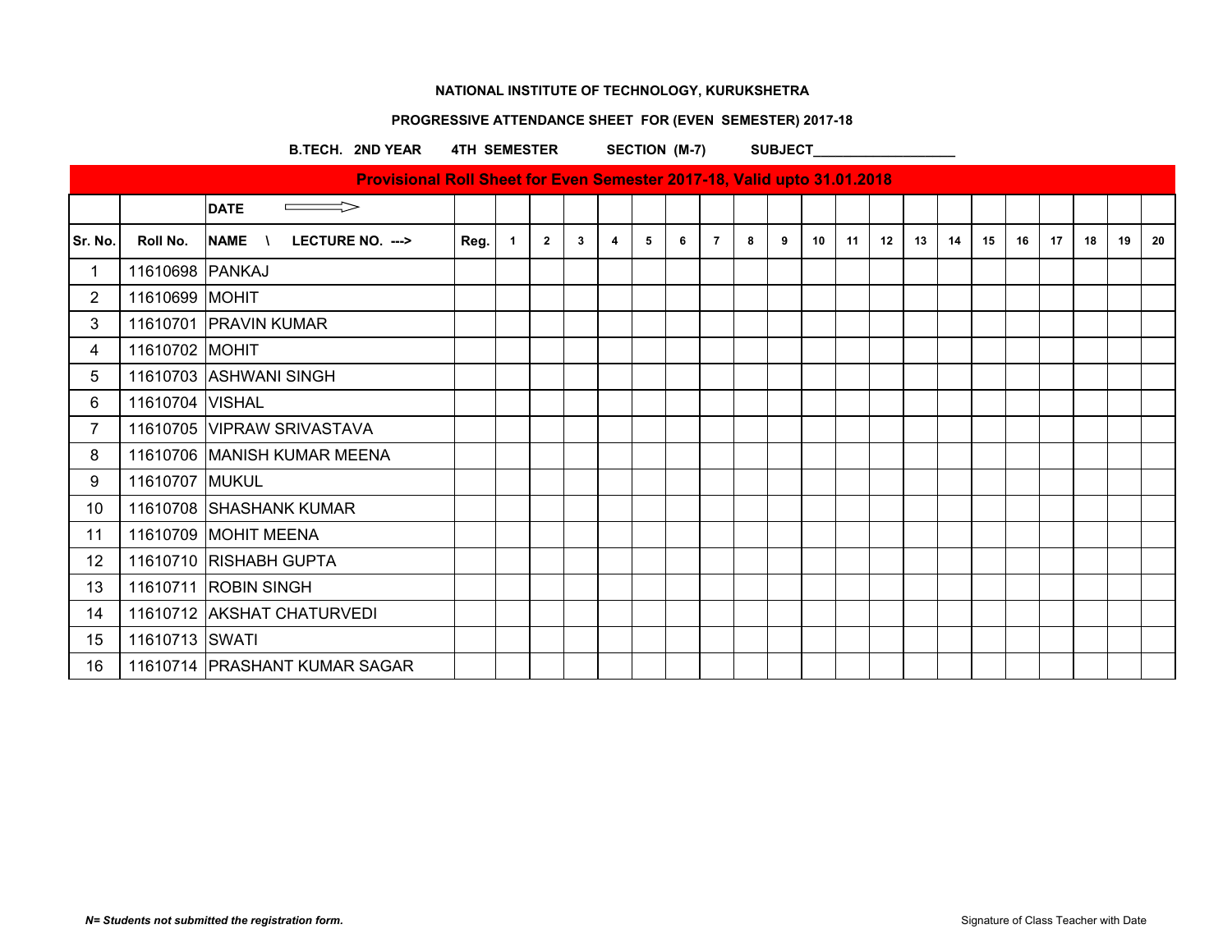**NATIONAL INSTITUTE OF TECHNOLOGY, KURUKSHETRA**

**PROGRESSIVE ATTENDANCE SHEET FOR (EVEN SEMESTER) 2017-18**

**B.TECH. 2ND YEAR 4TH SEMESTER SECTION (M-7) SUBJECT___________________**

**Provisional Roll Sheet for Even Semester 2017-18, Valid upto 31.01.2018**

| | | DATE ⟹ | | | | | | | | | | | | | | | | | | | | | |
|---|---|---|---|---|---|---|---|---|---|---|---|---|---|---|---|---|---|---|---|---|---|---|---|
| Sr. No. | Roll No. | NAME \ LECTURE NO. ---> | Reg. | 1 | 2 | 3 | 4 | 5 | 6 | 7 | 8 | 9 | 10 | 11 | 12 | 13 | 14 | 15 | 16 | 17 | 18 | 19 | 20 |
| 1 | 11610698 | PANKAJ | | | | | | | | | | | | | | | | | | | | | |
| 2 | 11610699 | MOHIT | | | | | | | | | | | | | | | | | | | | | |
| 3 | 11610701 | PRAVIN KUMAR | | | | | | | | | | | | | | | | | | | | | |
| 4 | 11610702 | MOHIT | | | | | | | | | | | | | | | | | | | | | |
| 5 | 11610703 | ASHWANI SINGH | | | | | | | | | | | | | | | | | | | | | |
| 6 | 11610704 | VISHAL | | | | | | | | | | | | | | | | | | | | | |
| 7 | 11610705 | VIPRAW SRIVASTAVA | | | | | | | | | | | | | | | | | | | | | |
| 8 | 11610706 | MANISH KUMAR MEENA | | | | | | | | | | | | | | | | | | | | | |
| 9 | 11610707 | MUKUL | | | | | | | | | | | | | | | | | | | | | |
| 10 | 11610708 | SHASHANK KUMAR | | | | | | | | | | | | | | | | | | | | | |
| 11 | 11610709 | MOHIT MEENA | | | | | | | | | | | | | | | | | | | | | |
| 12 | 11610710 | RISHABH GUPTA | | | | | | | | | | | | | | | | | | | | | |
| 13 | 11610711 | ROBIN SINGH | | | | | | | | | | | | | | | | | | | | | |
| 14 | 11610712 | AKSHAT CHATURVEDI | | | | | | | | | | | | | | | | | | | | | |
| 15 | 11610713 | SWATI | | | | | | | | | | | | | | | | | | | | | |
| 16 | 11610714 | PRASHANT KUMAR SAGAR | | | | | | | | | | | | | | | | | | | | | |

***N= Students not submitted the registration form.***

Signature of Class Teacher with Date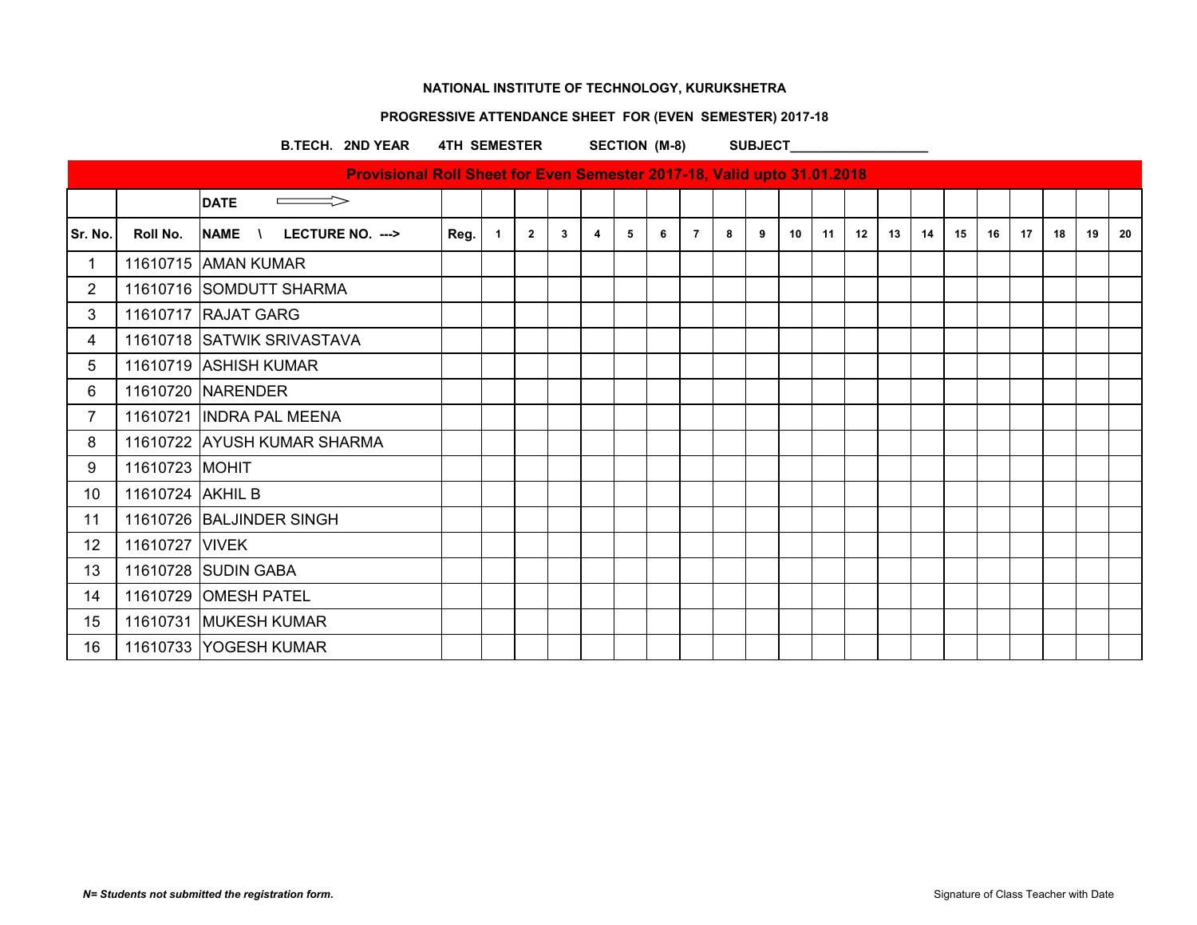**NATIONAL INSTITUTE OF TECHNOLOGY, KURUKSHETRA**

**PROGRESSIVE ATTENDANCE SHEET FOR (EVEN SEMESTER) 2017-18**

**B.TECH. 2ND YEAR 4TH SEMESTER SECTION (M-8) SUBJECT___________________**

**Provisional Roll Sheet for Even Semester 2017-18, Valid upto 31.01.2018**

| | | **DATE** ⟹ | | | | | | | | | | | | | | | | | | | | | |
|---|---|---|---|---|---|---|---|---|---|---|---|---|---|---|---|---|---|---|---|---|---|---|---|
| **Sr. No.** | **Roll No.** | **NAME \ LECTURE NO. --->** | **Reg.** | **1** | **2** | **3** | **4** | **5** | **6** | **7** | **8** | **9** | **10** | **11** | **12** | **13** | **14** | **15** | **16** | **17** | **18** | **19** | **20** |
| 1 | 11610715 | AMAN KUMAR | | | | | | | | | | | | | | | | | | | | | |
| 2 | 11610716 | SOMDUTT SHARMA | | | | | | | | | | | | | | | | | | | | | |
| 3 | 11610717 | RAJAT GARG | | | | | | | | | | | | | | | | | | | | | |
| 4 | 11610718 | SATWIK SRIVASTAVA | | | | | | | | | | | | | | | | | | | | | |
| 5 | 11610719 | ASHISH KUMAR | | | | | | | | | | | | | | | | | | | | | |
| 6 | 11610720 | NARENDER | | | | | | | | | | | | | | | | | | | | | |
| 7 | 11610721 | INDRA PAL MEENA | | | | | | | | | | | | | | | | | | | | | |
| 8 | 11610722 | AYUSH KUMAR SHARMA | | | | | | | | | | | | | | | | | | | | | |
| 9 | 11610723 | MOHIT | | | | | | | | | | | | | | | | | | | | | |
| 10 | 11610724 | AKHIL B | | | | | | | | | | | | | | | | | | | | | |
| 11 | 11610726 | BALJINDER SINGH | | | | | | | | | | | | | | | | | | | | | |
| 12 | 11610727 | VIVEK | | | | | | | | | | | | | | | | | | | | | |
| 13 | 11610728 | SUDIN GABA | | | | | | | | | | | | | | | | | | | | | |
| 14 | 11610729 | OMESH PATEL | | | | | | | | | | | | | | | | | | | | | |
| 15 | 11610731 | MUKESH KUMAR | | | | | | | | | | | | | | | | | | | | | |
| 16 | 11610733 | YOGESH KUMAR | | | | | | | | | | | | | | | | | | | | | |

***N= Students not submitted the registration form.***

Signature of Class Teacher with Date